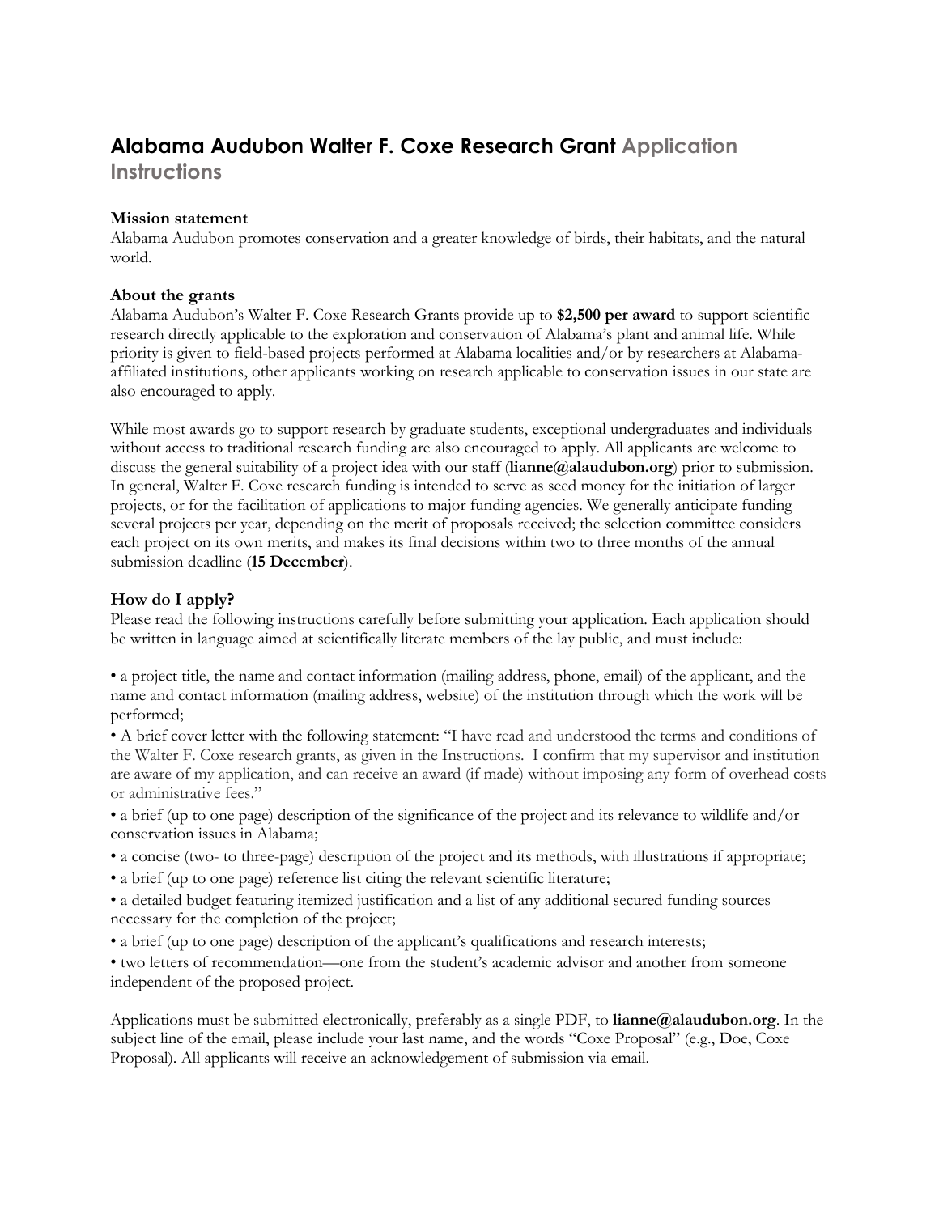# Alabama Audubon Walter F. Coxe Research Grant Application Instructions

### Mission statement

Alabama Audubon promotes conservation and a greater knowledge of birds, their habitats, and the natural world.

### About the grants

Alabama Audubon's Walter F. Coxe Research Grants provide up to **$2,500 per award** to support scientific research directly applicable to the exploration and conservation of Alabama's plant and animal life. While priority is given to field-based projects performed at Alabama localities and/or by researchers at Alabama-affiliated institutions, other applicants working on research applicable to conservation issues in our state are also encouraged to apply.

While most awards go to support research by graduate students, exceptional undergraduates and individuals without access to traditional research funding are also encouraged to apply. All applicants are welcome to discuss the general suitability of a project idea with our staff (**lianne@alaudubon.org**) prior to submission. In general, Walter F. Coxe research funding is intended to serve as seed money for the initiation of larger projects, or for the facilitation of applications to major funding agencies. We generally anticipate funding several projects per year, depending on the merit of proposals received; the selection committee considers each project on its own merits, and makes its final decisions within two to three months of the annual submission deadline (**15 December**).

## How do I apply?

Please read the following instructions carefully before submitting your application. Each application should be written in language aimed at scientifically literate members of the lay public, and must include:

- a project title, the name and contact information (mailing address, phone, email) of the applicant, and the name and contact information (mailing address, website) of the institution through which the work will be performed;
- A brief cover letter with the following statement: "I have read and understood the terms and conditions of the Walter F. Coxe research grants, as given in the Instructions. I confirm that my supervisor and institution are aware of my application, and can receive an award (if made) without imposing any form of overhead costs or administrative fees."
- a brief (up to one page) description of the significance of the project and its relevance to wildlife and/or conservation issues in Alabama;
- a concise (two- to three-page) description of the project and its methods, with illustrations if appropriate;
- a brief (up to one page) reference list citing the relevant scientific literature;
- a detailed budget featuring itemized justification and a list of any additional secured funding sources necessary for the completion of the project;
- a brief (up to one page) description of the applicant's qualifications and research interests;
- two letters of recommendation—one from the student's academic advisor and another from someone independent of the proposed project.

Applications must be submitted electronically, preferably as a single PDF, to **lianne@alaudubon.org**. In the subject line of the email, please include your last name, and the words "Coxe Proposal" (e.g., Doe, Coxe Proposal). All applicants will receive an acknowledgement of submission via email.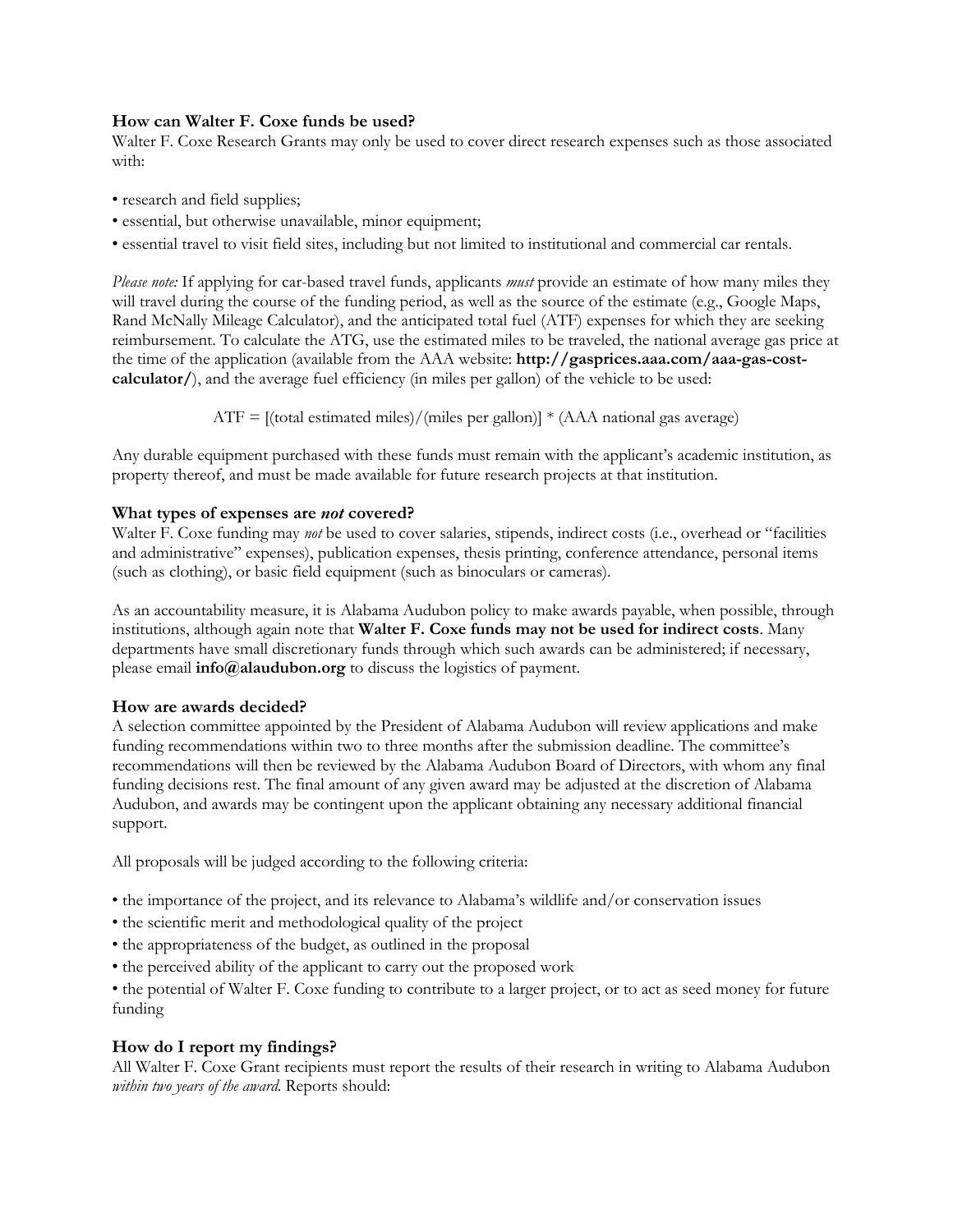**How can Walter F. Coxe funds be used?**

Walter F. Coxe Research Grants may only be used to cover direct research expenses such as those associated with:

- research and field supplies;
- essential, but otherwise unavailable, minor equipment;
- essential travel to visit field sites, including but not limited to institutional and commercial car rentals.

*Please note:* If applying for car-based travel funds, applicants *must* provide an estimate of how many miles they will travel during the course of the funding period, as well as the source of the estimate (e.g., Google Maps, Rand McNally Mileage Calculator), and the anticipated total fuel (ATF) expenses for which they are seeking reimbursement. To calculate the ATG, use the estimated miles to be traveled, the national average gas price at the time of the application (available from the AAA website: **http://gasprices.aaa.com/aaa-gas-cost-calculator/**), and the average fuel efficiency (in miles per gallon) of the vehicle to be used:

ATF = [(total estimated miles)/(miles per gallon)] * (AAA national gas average)

Any durable equipment purchased with these funds must remain with the applicant's academic institution, as property thereof, and must be made available for future research projects at that institution.

**What types of expenses are *not* covered?**

Walter F. Coxe funding may *not* be used to cover salaries, stipends, indirect costs (i.e., overhead or "facilities and administrative" expenses), publication expenses, thesis printing, conference attendance, personal items (such as clothing), or basic field equipment (such as binoculars or cameras).

As an accountability measure, it is Alabama Audubon policy to make awards payable, when possible, through institutions, although again note that **Walter F. Coxe funds may not be used for indirect costs**. Many departments have small discretionary funds through which such awards can be administered; if necessary, please email **info@alaudubon.org** to discuss the logistics of payment.

**How are awards decided?**

A selection committee appointed by the President of Alabama Audubon will review applications and make funding recommendations within two to three months after the submission deadline. The committee's recommendations will then be reviewed by the Alabama Audubon Board of Directors, with whom any final funding decisions rest. The final amount of any given award may be adjusted at the discretion of Alabama Audubon, and awards may be contingent upon the applicant obtaining any necessary additional financial support.

All proposals will be judged according to the following criteria:

- the importance of the project, and its relevance to Alabama's wildlife and/or conservation issues
- the scientific merit and methodological quality of the project
- the appropriateness of the budget, as outlined in the proposal
- the perceived ability of the applicant to carry out the proposed work
- the potential of Walter F. Coxe funding to contribute to a larger project, or to act as seed money for future funding

**How do I report my findings?**

All Walter F. Coxe Grant recipients must report the results of their research in writing to Alabama Audubon *within two years of the award.* Reports should: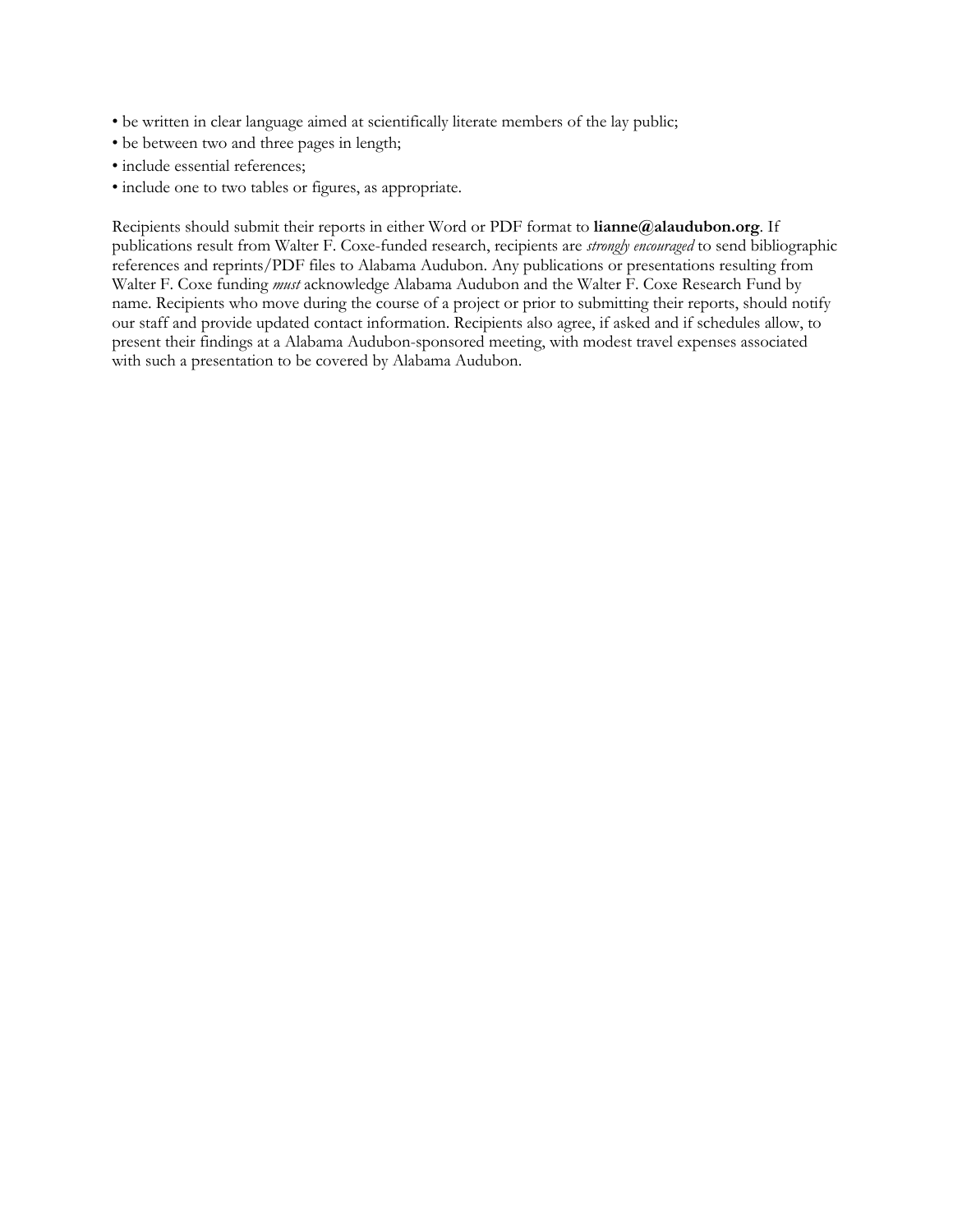- be written in clear language aimed at scientifically literate members of the lay public;
- be between two and three pages in length;
- include essential references;
- include one to two tables or figures, as appropriate.

Recipients should submit their reports in either Word or PDF format to **lianne@alaudubon.org**. If publications result from Walter F. Coxe-funded research, recipients are *strongly encouraged* to send bibliographic references and reprints/PDF files to Alabama Audubon. Any publications or presentations resulting from Walter F. Coxe funding *must* acknowledge Alabama Audubon and the Walter F. Coxe Research Fund by name. Recipients who move during the course of a project or prior to submitting their reports, should notify our staff and provide updated contact information. Recipients also agree, if asked and if schedules allow, to present their findings at a Alabama Audubon-sponsored meeting, with modest travel expenses associated with such a presentation to be covered by Alabama Audubon.